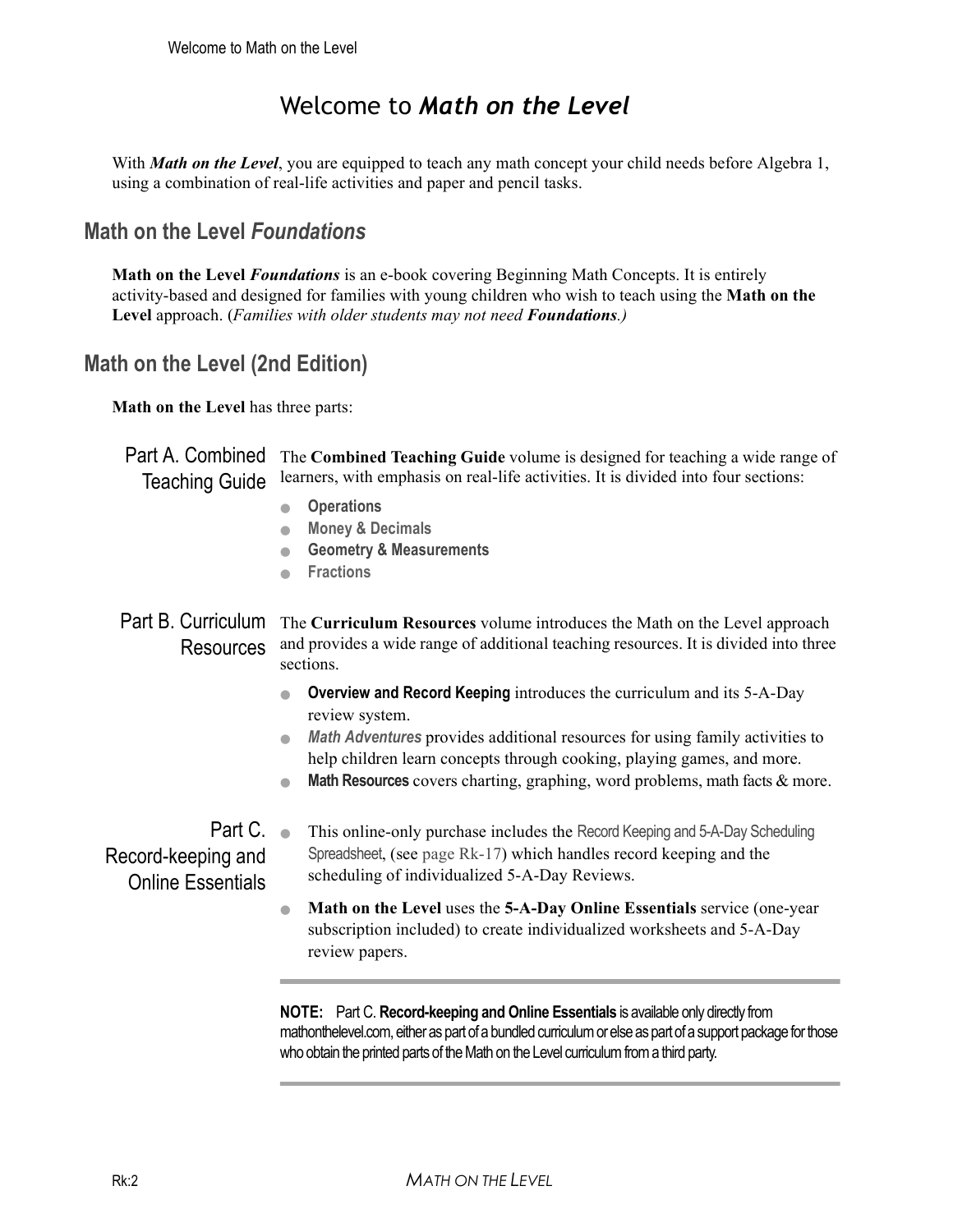# Welcome to *Math on the Level*

With ***Math on the Level***, you are equipped to teach any math concept your child needs before Algebra 1, using a combination of real-life activities and paper and pencil tasks.

## Math on the Level *Foundations*

**Math on the Level *Foundations*** is an e-book covering Beginning Math Concepts. It is entirely activity-based and designed for families with young children who wish to teach using the **Math on the Level** approach. (*Families with older students may not need **Foundations**.)*

## Math on the Level (2nd Edition)

**Math on the Level** has three parts:

### Part A. Combined Teaching Guide

The **Combined Teaching Guide** volume is designed for teaching a wide range of learners, with emphasis on real-life activities. It is divided into four sections:

- **Operations**
- **Money & Decimals**
- **Geometry & Measurements**
- **Fractions**

### Part B. Curriculum Resources

The **Curriculum Resources** volume introduces the Math on the Level approach and provides a wide range of additional teaching resources. It is divided into three sections.

- **Overview and Record Keeping** introduces the curriculum and its 5-A-Day review system.
- ***Math Adventures*** provides additional resources for using family activities to help children learn concepts through cooking, playing games, and more.
- **Math Resources** covers charting, graphing, word problems, math facts & more.

### Part C. Record-keeping and Online Essentials

- This online-only purchase includes the Record Keeping and 5-A-Day Scheduling Spreadsheet, (see page Rk-17) which handles record keeping and the scheduling of individualized 5-A-Day Reviews.
- **Math on the Level** uses the **5-A-Day Online Essentials** service (one-year subscription included) to create individualized worksheets and 5-A-Day review papers.

---

**NOTE:** Part C. **Record-keeping and Online Essentials** is available only directly from mathonthelevel.com, either as part of a bundled curriculum or else as part of a support package for those who obtain the printed parts of the Math on the Level curriculum from a third party.

---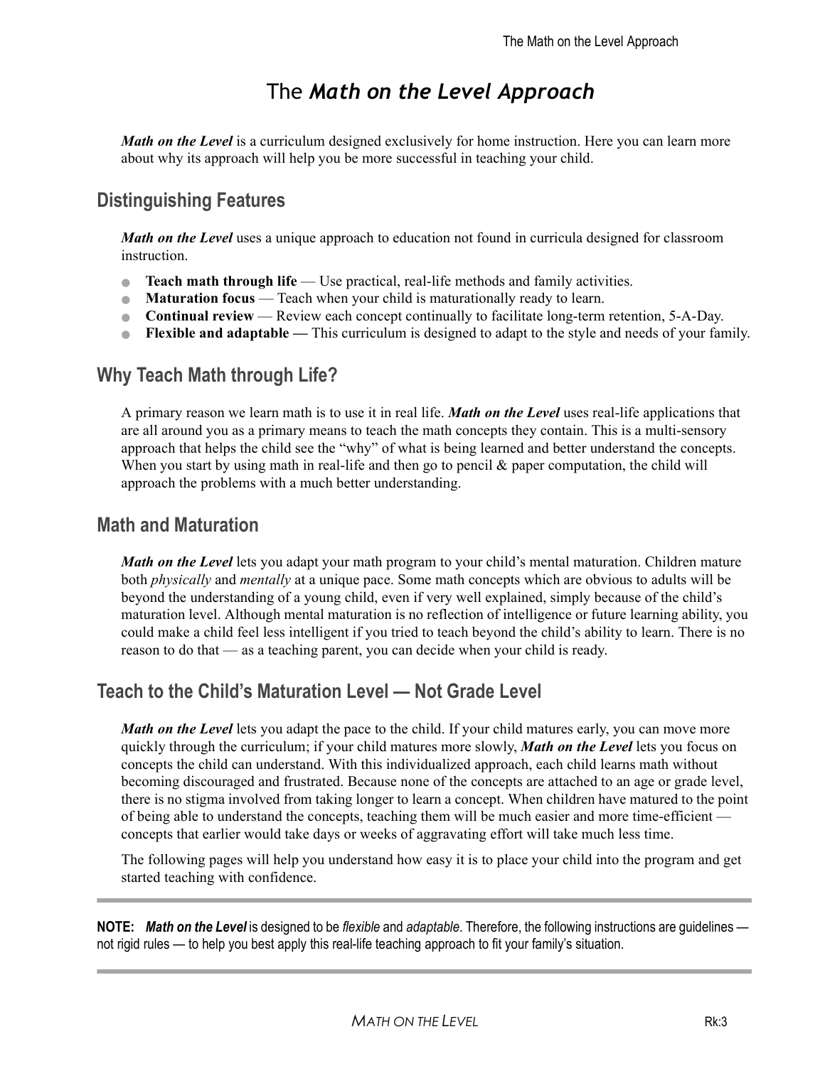# The *Math on the Level Approach*

***Math on the Level*** is a curriculum designed exclusively for home instruction. Here you can learn more about why its approach will help you be more successful in teaching your child.

## Distinguishing Features

***Math on the Level*** uses a unique approach to education not found in curricula designed for classroom instruction.

- **Teach math through life** — Use practical, real-life methods and family activities.
- **Maturation focus** — Teach when your child is maturationally ready to learn.
- **Continual review** — Review each concept continually to facilitate long-term retention, 5-A-Day.
- **Flexible and adaptable —** This curriculum is designed to adapt to the style and needs of your family.

## Why Teach Math through Life?

A primary reason we learn math is to use it in real life. ***Math on the Level*** uses real-life applications that are all around you as a primary means to teach the math concepts they contain. This is a multi-sensory approach that helps the child see the "why" of what is being learned and better understand the concepts. When you start by using math in real-life and then go to pencil & paper computation, the child will approach the problems with a much better understanding.

## Math and Maturation

***Math on the Level*** lets you adapt your math program to your child's mental maturation. Children mature both *physically* and *mentally* at a unique pace. Some math concepts which are obvious to adults will be beyond the understanding of a young child, even if very well explained, simply because of the child's maturation level. Although mental maturation is no reflection of intelligence or future learning ability, you could make a child feel less intelligent if you tried to teach beyond the child's ability to learn. There is no reason to do that — as a teaching parent, you can decide when your child is ready.

## Teach to the Child's Maturation Level — Not Grade Level

***Math on the Level*** lets you adapt the pace to the child. If your child matures early, you can move more quickly through the curriculum; if your child matures more slowly, ***Math on the Level*** lets you focus on concepts the child can understand. With this individualized approach, each child learns math without becoming discouraged and frustrated. Because none of the concepts are attached to an age or grade level, there is no stigma involved from taking longer to learn a concept. When children have matured to the point of being able to understand the concepts, teaching them will be much easier and more time-efficient — concepts that earlier would take days or weeks of aggravating effort will take much less time.

The following pages will help you understand how easy it is to place your child into the program and get started teaching with confidence.

---

**NOTE:** ***Math on the Level*** is designed to be *flexible* and *adaptable*. Therefore, the following instructions are guidelines — not rigid rules — to help you best apply this real-life teaching approach to fit your family's situation.

---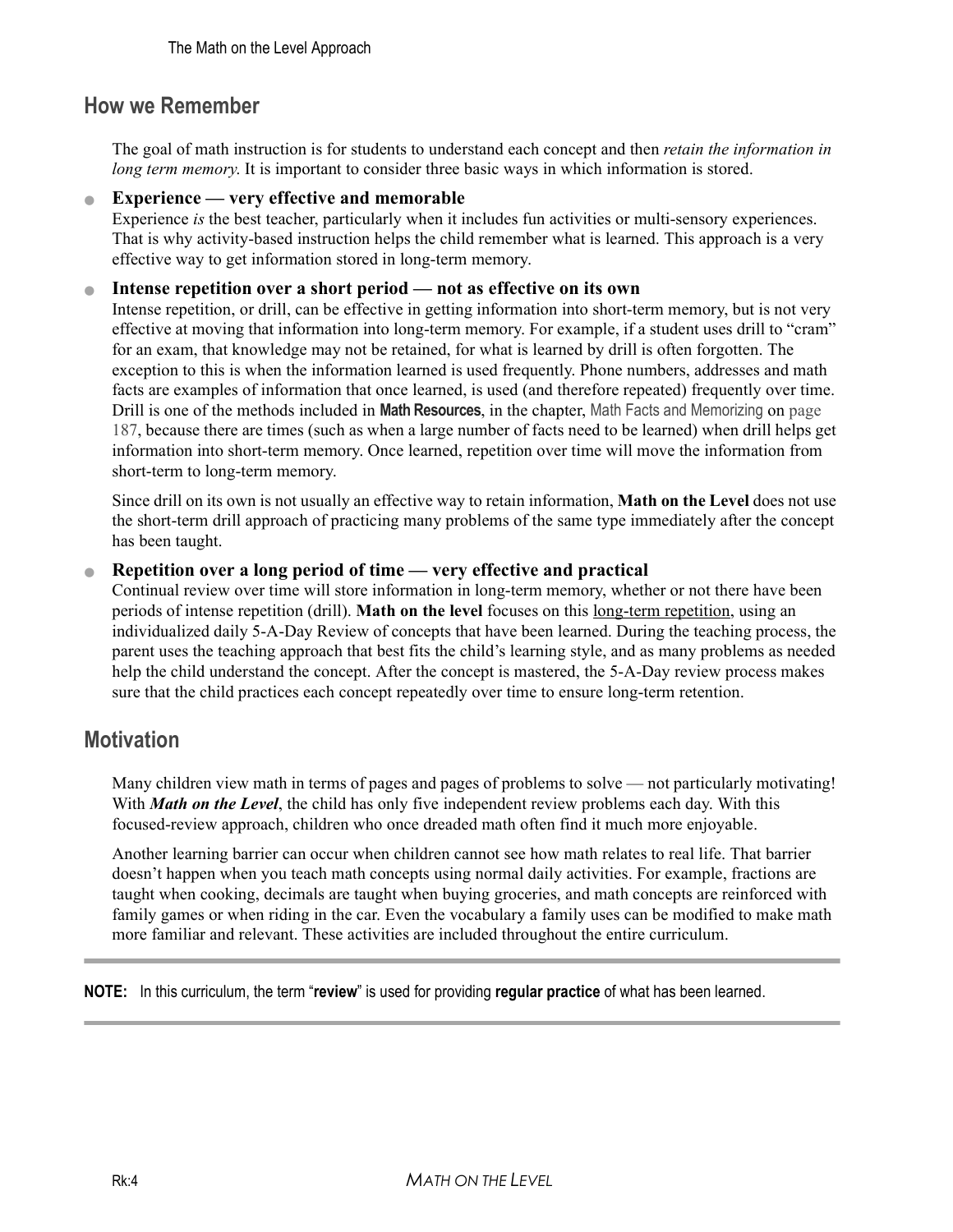## How we Remember

The goal of math instruction is for students to understand each concept and then *retain the information in long term memory.* It is important to consider three basic ways in which information is stored.

- **Experience — very effective and memorable**
  Experience *is* the best teacher, particularly when it includes fun activities or multi-sensory experiences. That is why activity-based instruction helps the child remember what is learned. This approach is a very effective way to get information stored in long-term memory.

- **Intense repetition over a short period — not as effective on its own**
  Intense repetition, or drill, can be effective in getting information into short-term memory, but is not very effective at moving that information into long-term memory. For example, if a student uses drill to "cram" for an exam, that knowledge may not be retained, for what is learned by drill is often forgotten. The exception to this is when the information learned is used frequently. Phone numbers, addresses and math facts are examples of information that once learned, is used (and therefore repeated) frequently over time. Drill is one of the methods included in **Math Resources**, in the chapter, Math Facts and Memorizing on page 187, because there are times (such as when a large number of facts need to be learned) when drill helps get information into short-term memory. Once learned, repetition over time will move the information from short-term to long-term memory.

  Since drill on its own is not usually an effective way to retain information, **Math on the Level** does not use the short-term drill approach of practicing many problems of the same type immediately after the concept has been taught.

- **Repetition over a long period of time — very effective and practical**
  Continual review over time will store information in long-term memory, whether or not there have been periods of intense repetition (drill). **Math on the level** focuses on this long-term repetition, using an individualized daily 5-A-Day Review of concepts that have been learned. During the teaching process, the parent uses the teaching approach that best fits the child's learning style, and as many problems as needed help the child understand the concept. After the concept is mastered, the 5-A-Day review process makes sure that the child practices each concept repeatedly over time to ensure long-term retention.

## Motivation

Many children view math in terms of pages and pages of problems to solve — not particularly motivating! With ***Math on the Level***, the child has only five independent review problems each day. With this focused-review approach, children who once dreaded math often find it much more enjoyable.

Another learning barrier can occur when children cannot see how math relates to real life. That barrier doesn't happen when you teach math concepts using normal daily activities. For example, fractions are taught when cooking, decimals are taught when buying groceries, and math concepts are reinforced with family games or when riding in the car. Even the vocabulary a family uses can be modified to make math more familiar and relevant. These activities are included throughout the entire curriculum.

---

**NOTE:** In this curriculum, the term "**review**" is used for providing **regular practice** of what has been learned.

---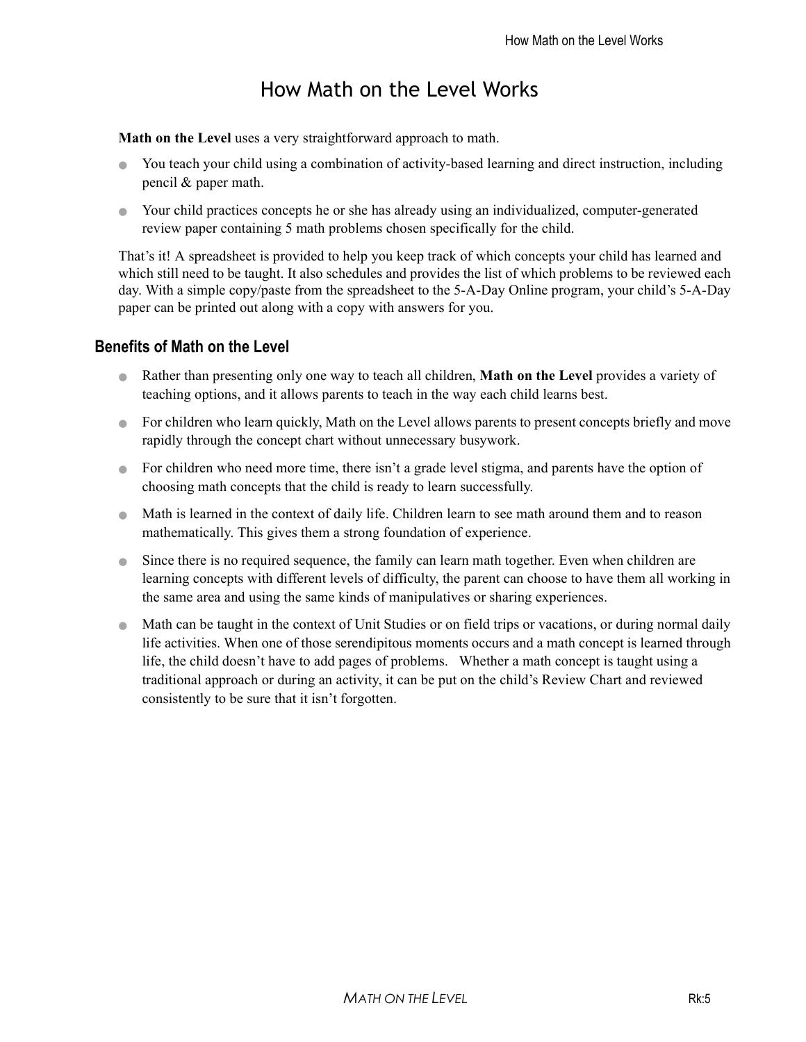# How Math on the Level Works

**Math on the Level** uses a very straightforward approach to math.

- You teach your child using a combination of activity-based learning and direct instruction, including pencil & paper math.
- Your child practices concepts he or she has already using an individualized, computer-generated review paper containing 5 math problems chosen specifically for the child.

That's it! A spreadsheet is provided to help you keep track of which concepts your child has learned and which still need to be taught. It also schedules and provides the list of which problems to be reviewed each day. With a simple copy/paste from the spreadsheet to the 5-A-Day Online program, your child's 5-A-Day paper can be printed out along with a copy with answers for you.

## Benefits of Math on the Level

- Rather than presenting only one way to teach all children, **Math on the Level** provides a variety of teaching options, and it allows parents to teach in the way each child learns best.
- For children who learn quickly, Math on the Level allows parents to present concepts briefly and move rapidly through the concept chart without unnecessary busywork.
- For children who need more time, there isn't a grade level stigma, and parents have the option of choosing math concepts that the child is ready to learn successfully.
- Math is learned in the context of daily life. Children learn to see math around them and to reason mathematically. This gives them a strong foundation of experience.
- Since there is no required sequence, the family can learn math together. Even when children are learning concepts with different levels of difficulty, the parent can choose to have them all working in the same area and using the same kinds of manipulatives or sharing experiences.
- Math can be taught in the context of Unit Studies or on field trips or vacations, or during normal daily life activities. When one of those serendipitous moments occurs and a math concept is learned through life, the child doesn't have to add pages of problems. Whether a math concept is taught using a traditional approach or during an activity, it can be put on the child's Review Chart and reviewed consistently to be sure that it isn't forgotten.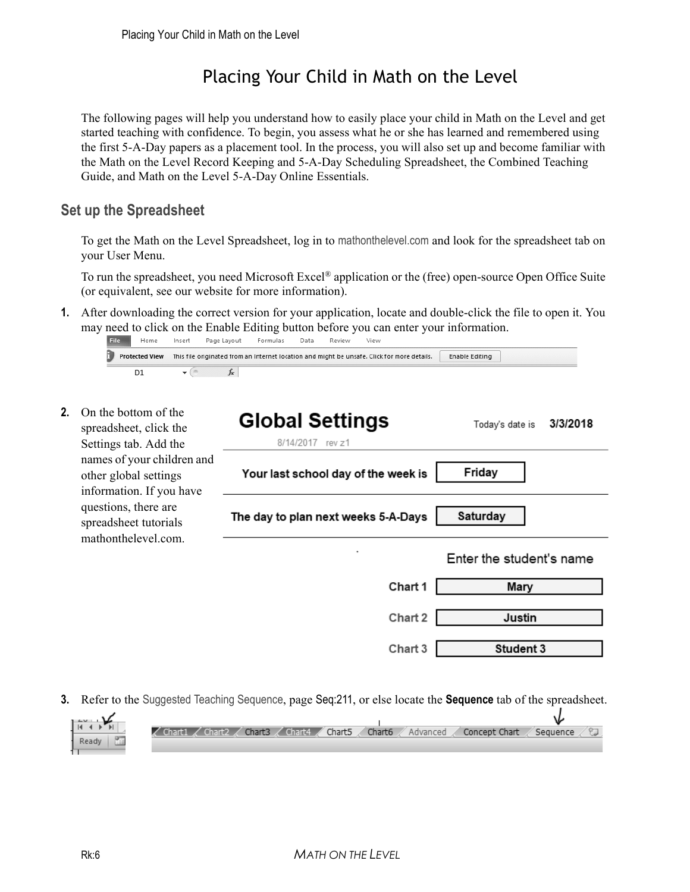# Placing Your Child in Math on the Level

The following pages will help you understand how to easily place your child in Math on the Level and get started teaching with confidence. To begin, you assess what he or she has learned and remembered using the first 5-A-Day papers as a placement tool. In the process, you will also set up and become familiar with the Math on the Level Record Keeping and 5-A-Day Scheduling Spreadsheet, the Combined Teaching Guide, and Math on the Level 5-A-Day Online Essentials.

## Set up the Spreadsheet

To get the Math on the Level Spreadsheet, log in to mathonthelevel.com and look for the spreadsheet tab on your User Menu.

To run the spreadsheet, you need Microsoft Excel® application or the (free) open-source Open Office Suite (or equivalent, see our website for more information).

1. After downloading the correct version for your application, locate and double-click the file to open it. You may need to click on the Enable Editing button before you can enter your information.

File Home Insert Page Layout Formulas Data Review View

Protected View This file originated from an Internet location and might be unsafe. Click for more details. Enable Editing

D1

2. On the bottom of the spreadsheet, click the Settings tab. Add the names of your children and other global settings information. If you have questions, there are spreadsheet tutorials mathonthelevel.com.

**Global Settings** Today's date is **3/3/2018**

8/14/2017 rev z1

**Your last school day of the week is** **Friday**

**The day to plan next weeks 5-A-Days** **Saturday**

Enter the student's name

**Chart 1** **Mary**

**Chart 2** **Justin**

**Chart 3** **Student 3**

3. Refer to the Suggested Teaching Sequence, page Seq:211, or else locate the **Sequence** tab of the spreadsheet.

Ready

Chart1 Chart2 Chart3 Chart4 Chart5 Chart6 Advanced Concept Chart Sequence